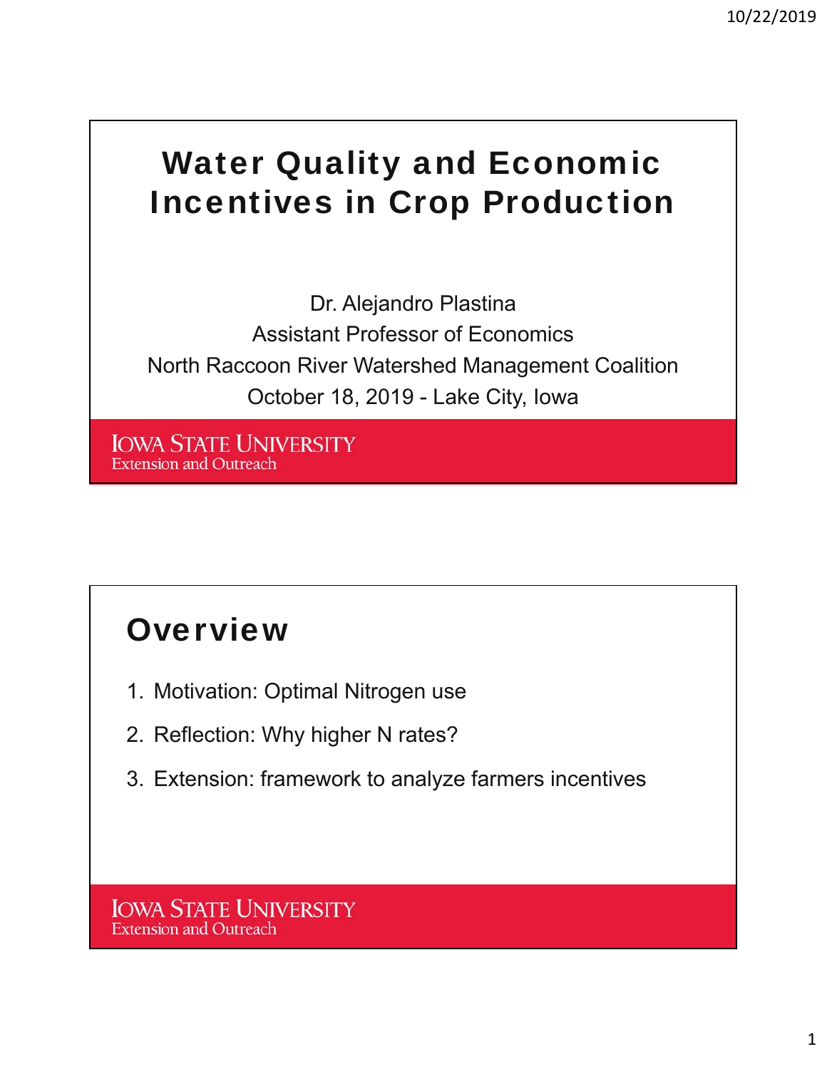# Water Quality and Economic Incentives in Crop Production

Dr. Alejandro Plastina

Assistant Professor of Economics

North Raccoon River Watershed Management Coalition

October 18, 2019 - Lake City, Iowa

IOWA STATE UNIVERSITY
Extension and Outreach

## Overview

1. Motivation: Optimal Nitrogen use
2. Reflection: Why higher N rates?
3. Extension: framework to analyze farmers incentives

IOWA STATE UNIVERSITY
Extension and Outreach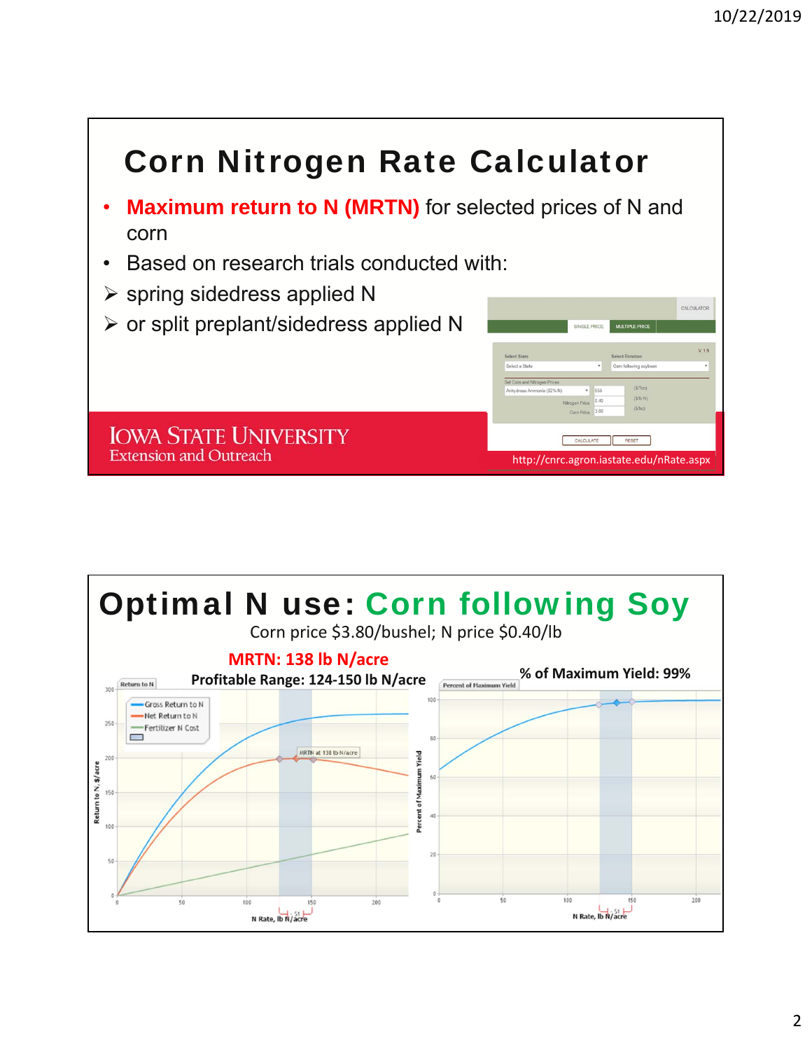# Corn Nitrogen Rate Calculator

- **Maximum return to N (MRTN)** for selected prices of N and corn
- Based on research trials conducted with:
  - spring sidedress applied N
  - or split preplant/sidedress applied N

IOWA STATE UNIVERSITY
Extension and Outreach

http://cnrc.agron.iastate.edu/nRate.aspx

# Optimal N use: Corn following Soy

Corn price $3.80/bushel; N price $0.40/lb

**MRTN: 138 lb N/acre**

**Profitable Range: 124-150 lb N/acre**

**% of Maximum Yield: 99%**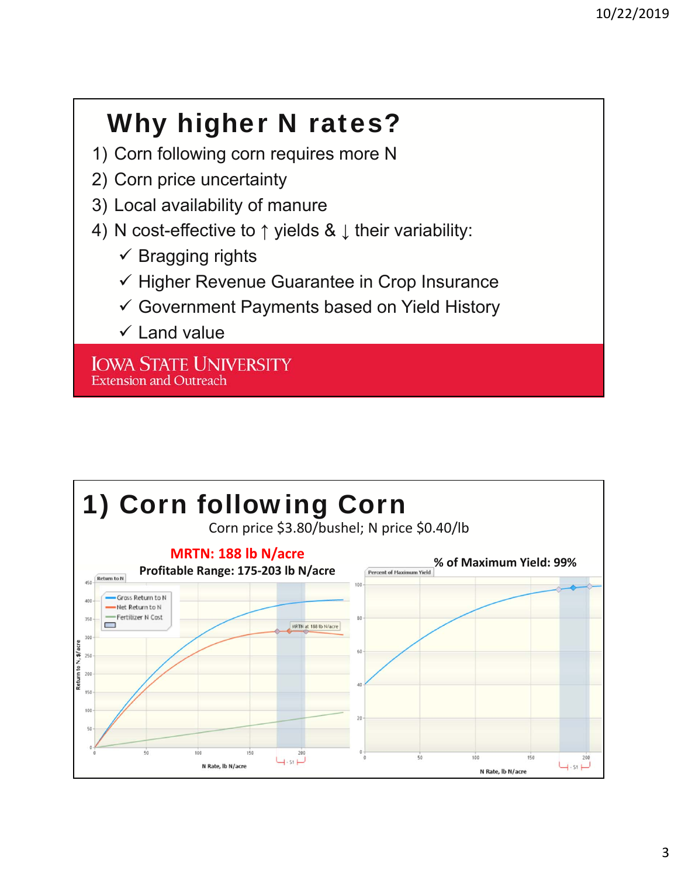# Why higher N rates?

1) Corn following corn requires more N
2) Corn price uncertainty
3) Local availability of manure
4) N cost-effective to ↑ yields & ↓ their variability:
   - ✓ Bragging rights
   - ✓ Higher Revenue Guarantee in Crop Insurance
   - ✓ Government Payments based on Yield History
   - ✓ Land value

IOWA STATE UNIVERSITY
Extension and Outreach

# 1) Corn following Corn

Corn price \$3.80/bushel; N price \$0.40/lb

**MRTN: 188 lb N/acre**

**Profitable Range: 175-203 lb N/acre**

**% of Maximum Yield: 99%**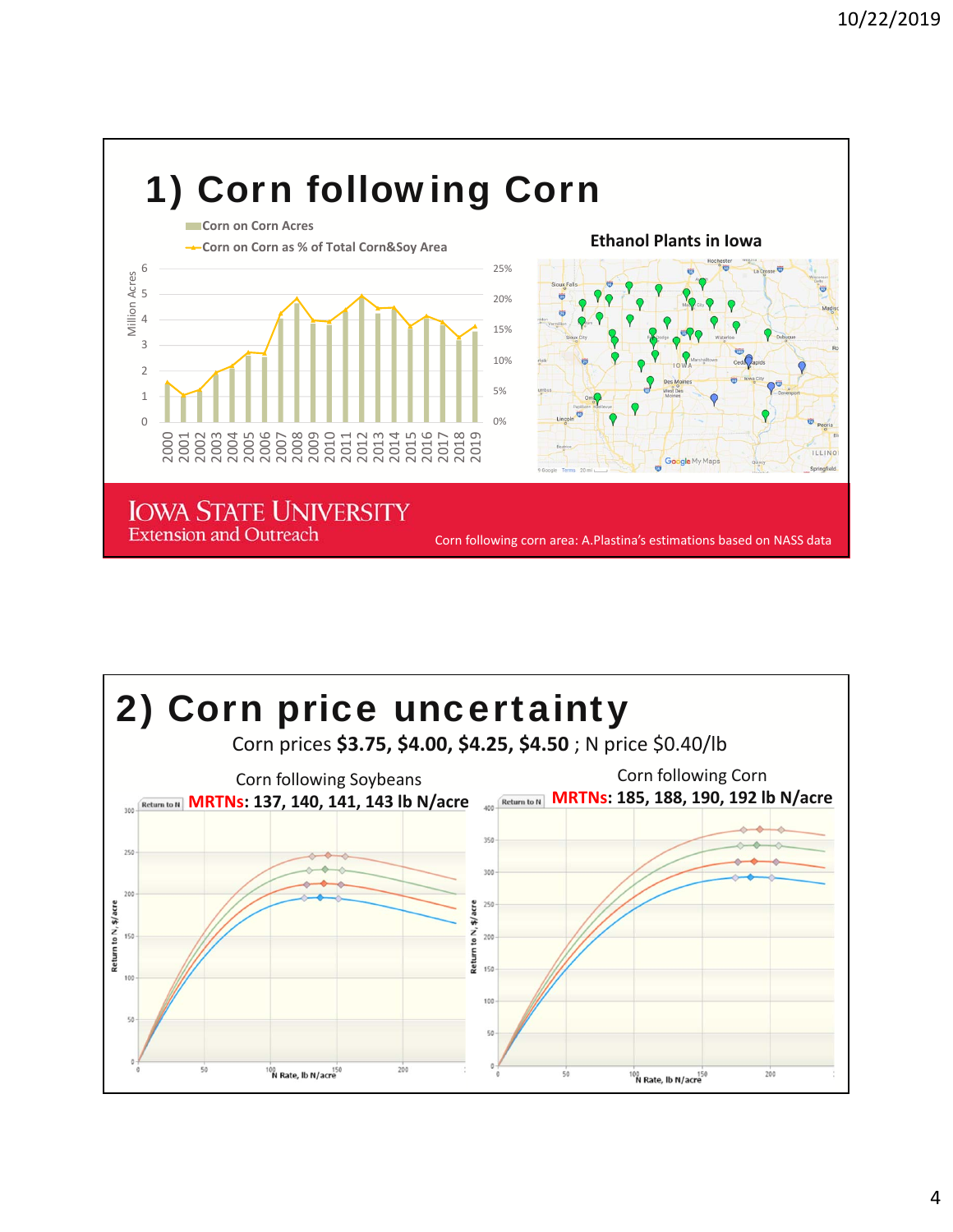# 1) Corn following Corn

Corn on Corn Acres

Corn on Corn as % of Total Corn&Soy Area

**Ethanol Plants in Iowa**

IOWA STATE UNIVERSITY
Extension and Outreach

Corn following corn area: A.Plastina's estimations based on NASS data

# 2) Corn price uncertainty

Corn prices **$3.75, $4.00, $4.25, $4.50** ; N price $0.40/lb

Corn following Soybeans

**MRTNs: 137, 140, 141, 143 lb N/acre**

Corn following Corn

**MRTNs: 185, 188, 190, 192 lb N/acre**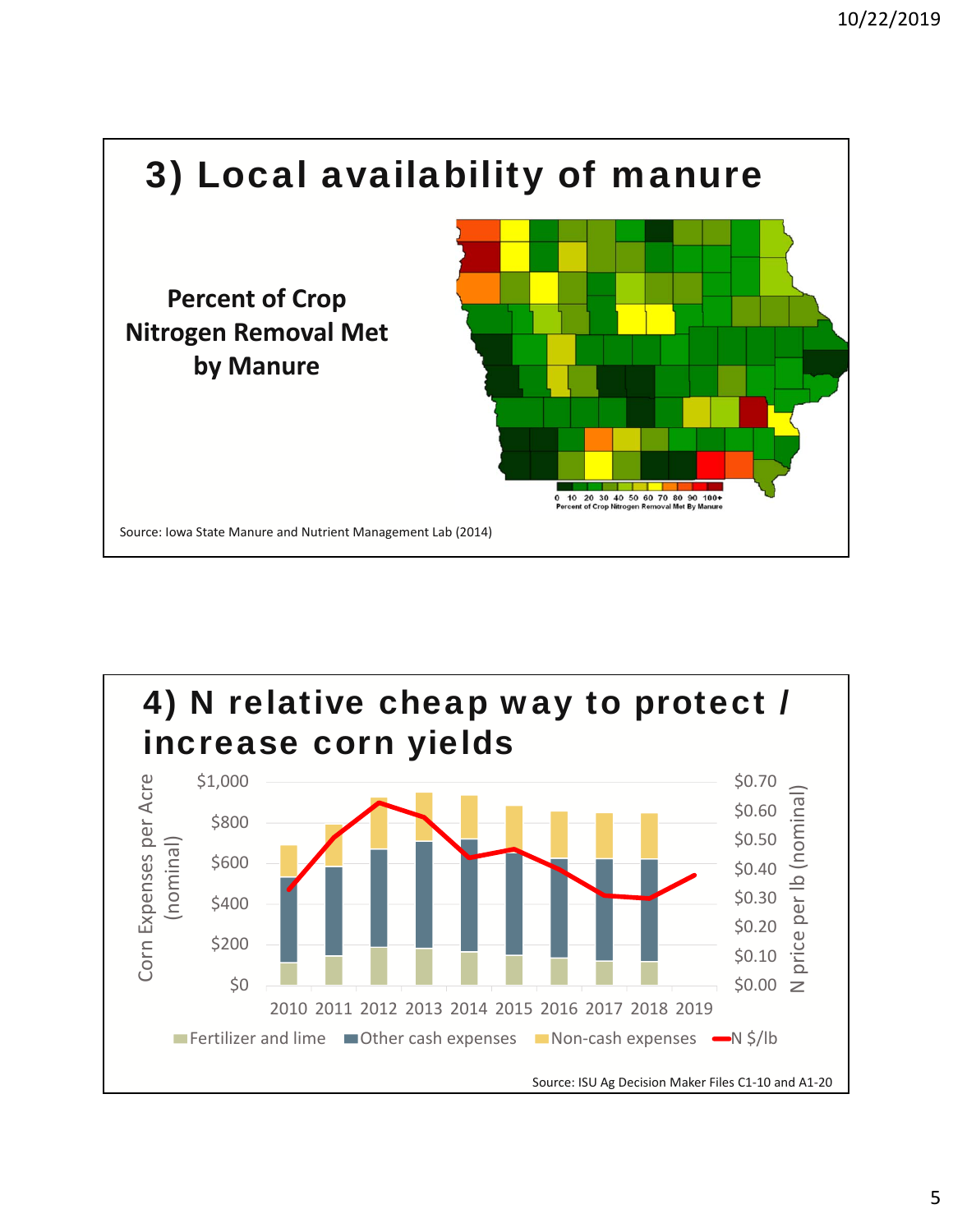## 3) Local availability of manure

**Percent of Crop Nitrogen Removal Met by Manure**

0 10 20 30 40 50 60 70 80 90 100+
Percent of Crop Nitrogen Removal Met By Manure

Source: Iowa State Manure and Nutrient Management Lab (2014)

## 4) N relative cheap way to protect / increase corn yields

Corn Expenses per Acre (nominal): $0, $200, $400, $600, $800, $1,000

N price per lb (nominal): $0.00, $0.10, $0.20, $0.30, $0.40, $0.50, $0.60, $0.70

2010 2011 2012 2013 2014 2015 2016 2017 2018 2019

Fertilizer and lime | Other cash expenses | Non-cash expenses | N $/lb

Source: ISU Ag Decision Maker Files C1-10 and A1-20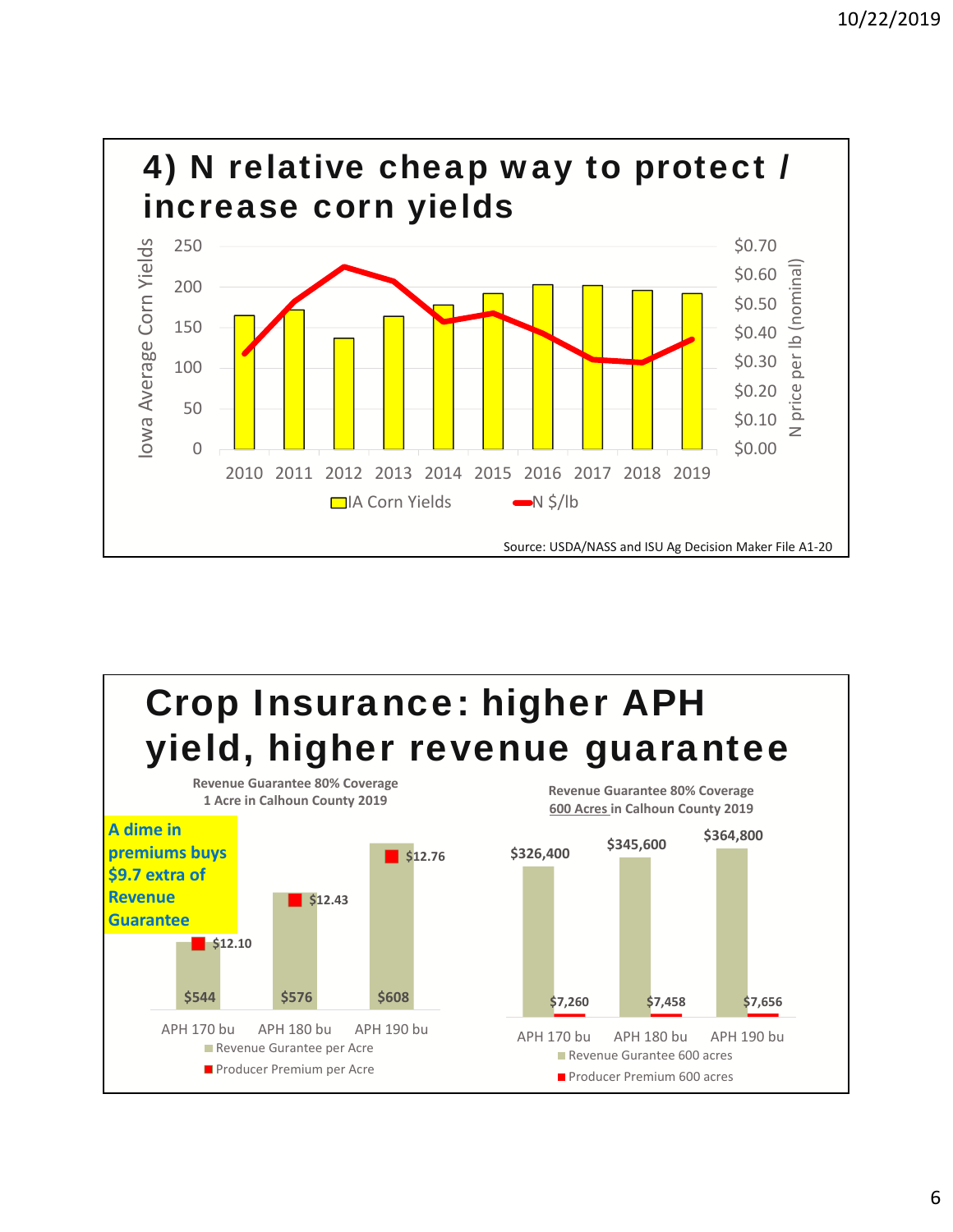# 4) N relative cheap way to protect / increase corn yields

Iowa Average Corn Yields (0–250) and N price per lb (nominal) ($0.00–$0.70), 2010–2019

Legend: IA Corn Yields; N $/lb

Source: USDA/NASS and ISU Ag Decision Maker File A1-20

# Crop Insurance: higher APH yield, higher revenue guarantee

**Revenue Guarantee 80% Coverage 1 Acre in Calhoun County 2019**

**A dime in premiums buys $9.7 extra of Revenue Guarantee**

| | Revenue Gurantee per Acre | Producer Premium per Acre |
|---|---|---|
| APH 170 bu | $544 | $12.10 |
| APH 180 bu | $576 | $12.43 |
| APH 190 bu | $608 | $12.76 |

**Revenue Guarantee 80% Coverage 600 Acres in Calhoun County 2019**

| | Revenue Gurantee 600 acres | Producer Premium 600 acres |
|---|---|---|
| APH 170 bu | $326,400 | $7,260 |
| APH 180 bu | $345,600 | $7,458 |
| APH 190 bu | $364,800 | $7,656 |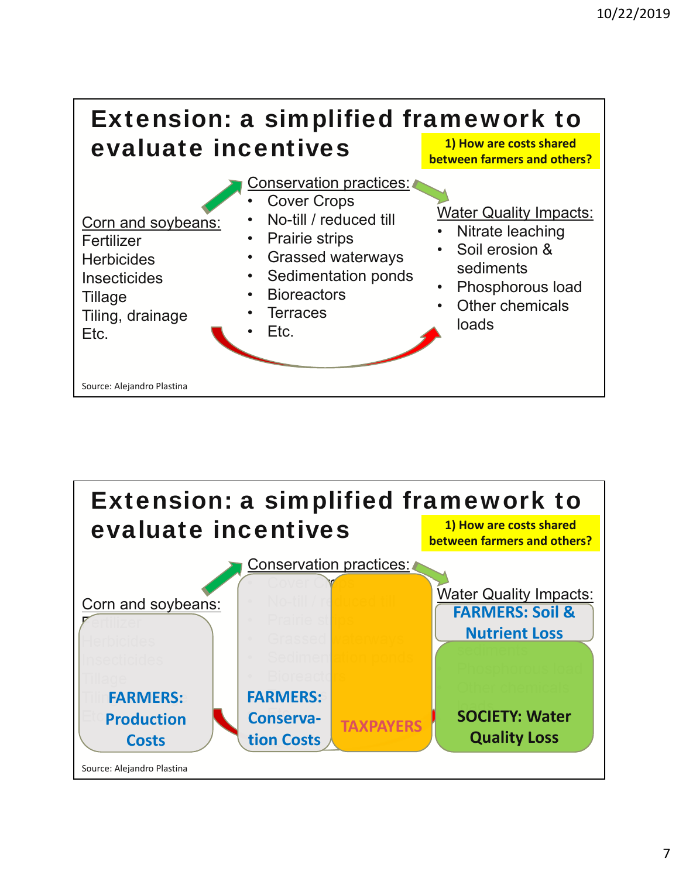## Extension: a simplified framework to evaluate incentives

**1) How are costs shared between farmers and others?**

Corn and soybeans:
Fertilizer
Herbicides
Insecticides
Tillage
Tiling, drainage
Etc.

Conservation practices:
- Cover Crops
- No-till / reduced till
- Prairie strips
- Grassed waterways
- Sedimentation ponds
- Bioreactors
- Terraces
- Etc.

Water Quality Impacts:
- Nitrate leaching
- Soil erosion & sediments
- Phosphorous load
- Other chemicals loads

Source: Alejandro Plastina

## Extension: a simplified framework to evaluate incentives

**1) How are costs shared between farmers and others?**

Corn and soybeans:

**FARMERS: Production Costs**

Conservation practices:

**FARMERS: Conserva-tion Costs**

**TAXPAYERS**

Water Quality Impacts:

**FARMERS: Soil & Nutrient Loss**

**SOCIETY: Water Quality Loss**

Source: Alejandro Plastina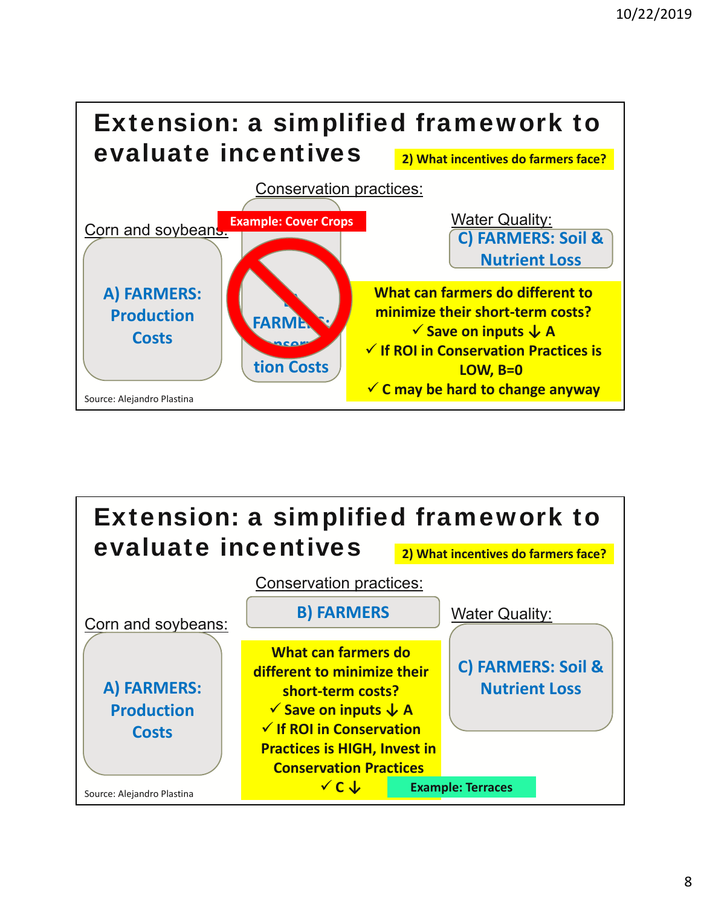## Extension: a simplified framework to evaluate incentives

2) What incentives do farmers face?

Conservation practices:

Example: Cover Crops

Corn and soybeans:

A) FARMERS: Production Costs

B) FARMERS: Conservation Costs

Water Quality:

C) FARMERS: Soil & Nutrient Loss

What can farmers do different to minimize their short-term costs?

- ✓ Save on inputs ↓ A
- ✓ If ROI in Conservation Practices is LOW, B=0
- ✓ C may be hard to change anyway

Source: Alejandro Plastina

## Extension: a simplified framework to evaluate incentives

2) What incentives do farmers face?

Conservation practices:

B) FARMERS

Corn and soybeans:

A) FARMERS: Production Costs

Water Quality:

C) FARMERS: Soil & Nutrient Loss

What can farmers do different to minimize their short-term costs?

- ✓ Save on inputs ↓ A
- ✓ If ROI in Conservation Practices is HIGH, Invest in Conservation Practices
- ✓ C ↓

Example: Terraces

Source: Alejandro Plastina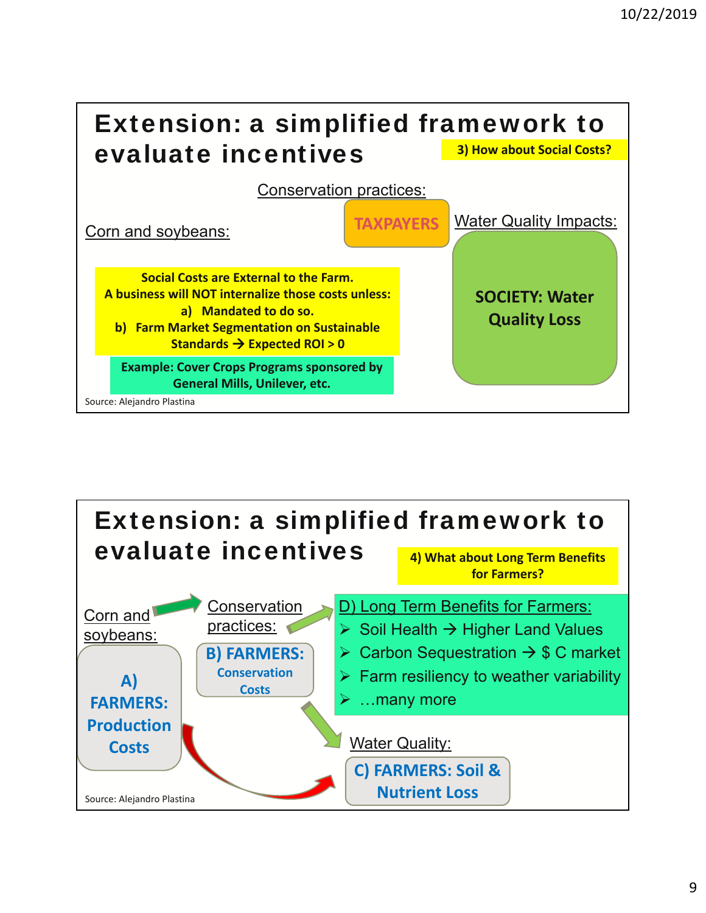## Extension: a simplified framework to evaluate incentives

3) How about Social Costs?

Conservation practices:

TAXPAYERS

Corn and soybeans:

Water Quality Impacts:

SOCIETY: Water Quality Loss

**Social Costs are External to the Farm.**
**A business will NOT internalize those costs unless:**

a) **Mandated to do so.**
b) **Farm Market Segmentation on Sustainable Standards → Expected ROI > 0**

**Example: Cover Crops Programs sponsored by General Mills, Unilever, etc.**

Source: Alejandro Plastina

## Extension: a simplified framework to evaluate incentives

4) What about Long Term Benefits for Farmers?

Corn and soybeans:

**A) FARMERS: Production Costs**

Conservation practices:

**B) FARMERS: Conservation Costs**

D) Long Term Benefits for Farmers:

- Soil Health → Higher Land Values
- Carbon Sequestration → $ C market
- Farm resiliency to weather variability
- …many more

Water Quality:

**C) FARMERS: Soil & Nutrient Loss**

Source: Alejandro Plastina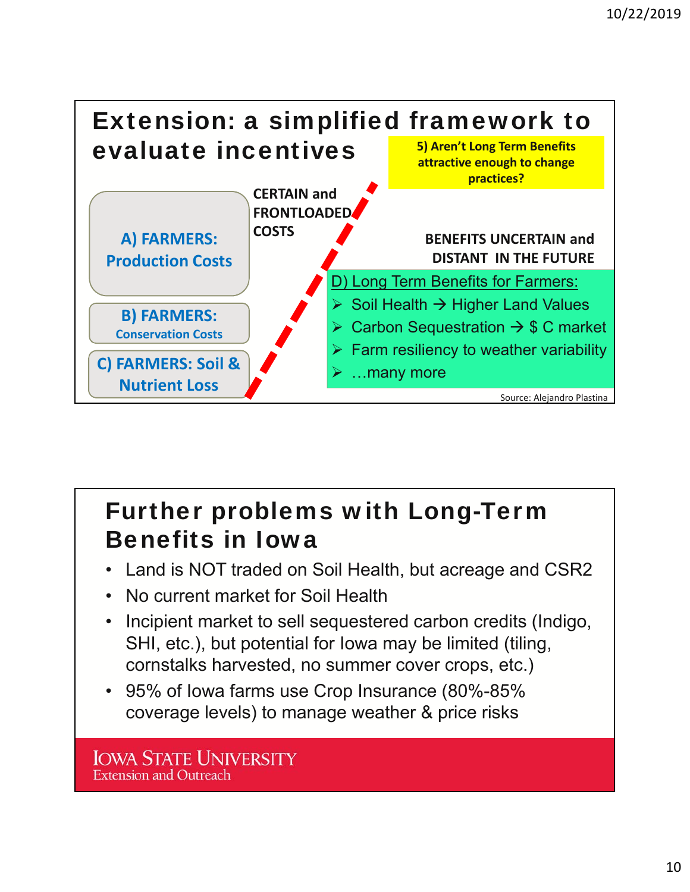## Extension: a simplified framework to evaluate incentives

**5) Aren't Long Term Benefits attractive enough to change practices?**

**A) FARMERS: Production Costs**

**B) FARMERS: Conservation Costs**

**C) FARMERS: Soil & Nutrient Loss**

**CERTAIN and FRONTLOADED COSTS**

**BENEFITS UNCERTAIN and DISTANT IN THE FUTURE**

D) Long Term Benefits for Farmers:

- Soil Health → Higher Land Values
- Carbon Sequestration → $ C market
- Farm resiliency to weather variability
- …many more

Source: Alejandro Plastina

## Further problems with Long-Term Benefits in Iowa

- Land is NOT traded on Soil Health, but acreage and CSR2
- No current market for Soil Health
- Incipient market to sell sequestered carbon credits (Indigo, SHI, etc.), but potential for Iowa may be limited (tiling, cornstalks harvested, no summer cover crops, etc.)
- 95% of Iowa farms use Crop Insurance (80%-85% coverage levels) to manage weather & price risks

IOWA STATE UNIVERSITY
Extension and Outreach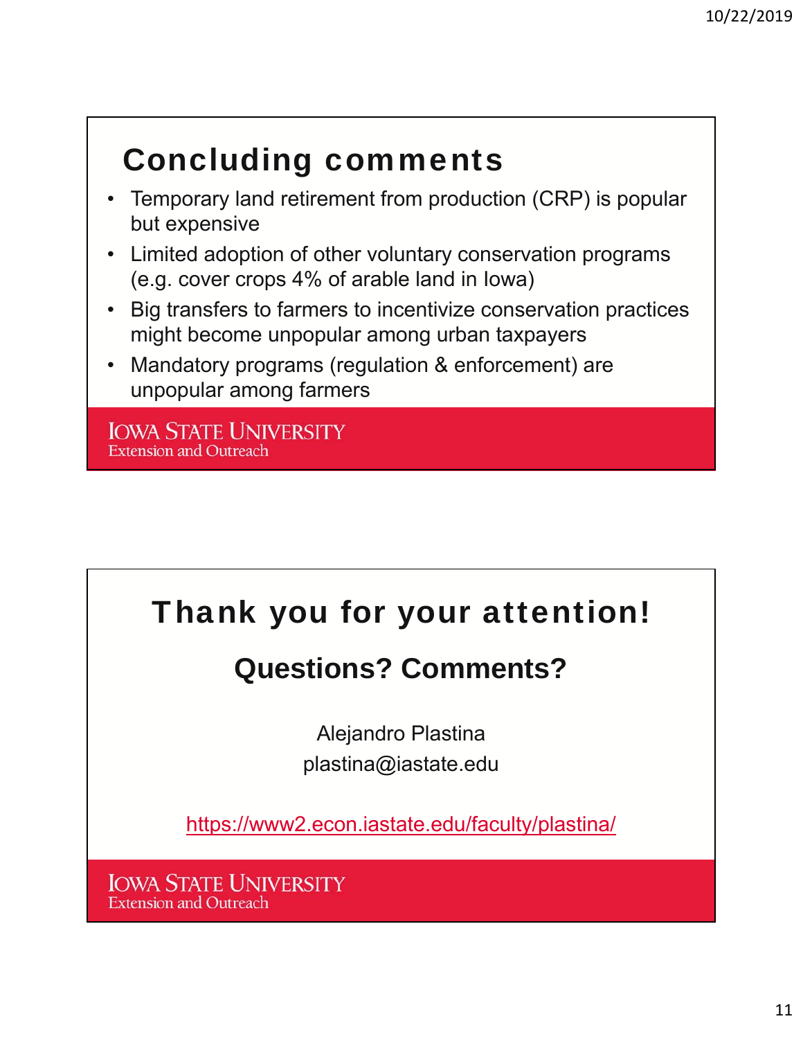## Concluding comments

- Temporary land retirement from production (CRP) is popular but expensive
- Limited adoption of other voluntary conservation programs (e.g. cover crops 4% of arable land in Iowa)
- Big transfers to farmers to incentivize conservation practices might become unpopular among urban taxpayers
- Mandatory programs (regulation & enforcement) are unpopular among farmers

IOWA STATE UNIVERSITY
Extension and Outreach

## Thank you for your attention!

### Questions? Comments?

Alejandro Plastina
plastina@iastate.edu

https://www2.econ.iastate.edu/faculty/plastina/

IOWA STATE UNIVERSITY
Extension and Outreach